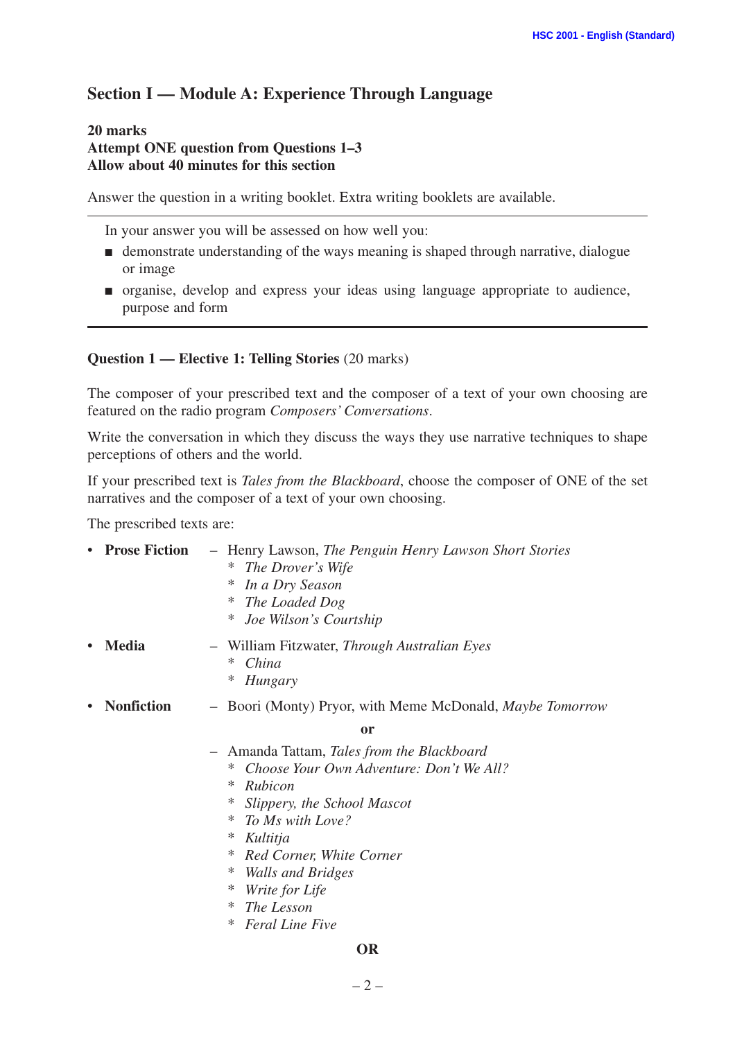## Section I — Module A: Experience Through Language

**20 marks**
**Attempt ONE question from Questions 1–3**
**Allow about 40 minutes for this section**

Answer the question in a writing booklet. Extra writing booklets are available.

---

In your answer you will be assessed on how well you:

- demonstrate understanding of the ways meaning is shaped through narrative, dialogue or image
- organise, develop and express your ideas using language appropriate to audience, purpose and form

---

**Question 1 — Elective 1: Telling Stories** (20 marks)

The composer of your prescribed text and the composer of a text of your own choosing are featured on the radio program *Composers' Conversations*.

Write the conversation in which they discuss the ways they use narrative techniques to shape perceptions of others and the world.

If your prescribed text is *Tales from the Blackboard*, choose the composer of ONE of the set narratives and the composer of a text of your own choosing.

The prescribed texts are:

- **Prose Fiction** – Henry Lawson, *The Penguin Henry Lawson Short Stories*
  - *The Drover's Wife*
  - *In a Dry Season*
  - *The Loaded Dog*
  - *Joe Wilson's Courtship*
- **Media** – William Fitzwater, *Through Australian Eyes*
  - *China*
  - *Hungary*
- **Nonfiction** – Boori (Monty) Pryor, with Meme McDonald, *Maybe Tomorrow*

  **or**

  – Amanda Tattam, *Tales from the Blackboard*
  - *Choose Your Own Adventure: Don't We All?*
  - *Rubicon*
  - *Slippery, the School Mascot*
  - *To Ms with Love?*
  - *Kultitja*
  - *Red Corner, White Corner*
  - *Walls and Bridges*
  - *Write for Life*
  - *The Lesson*
  - *Feral Line Five*

**OR**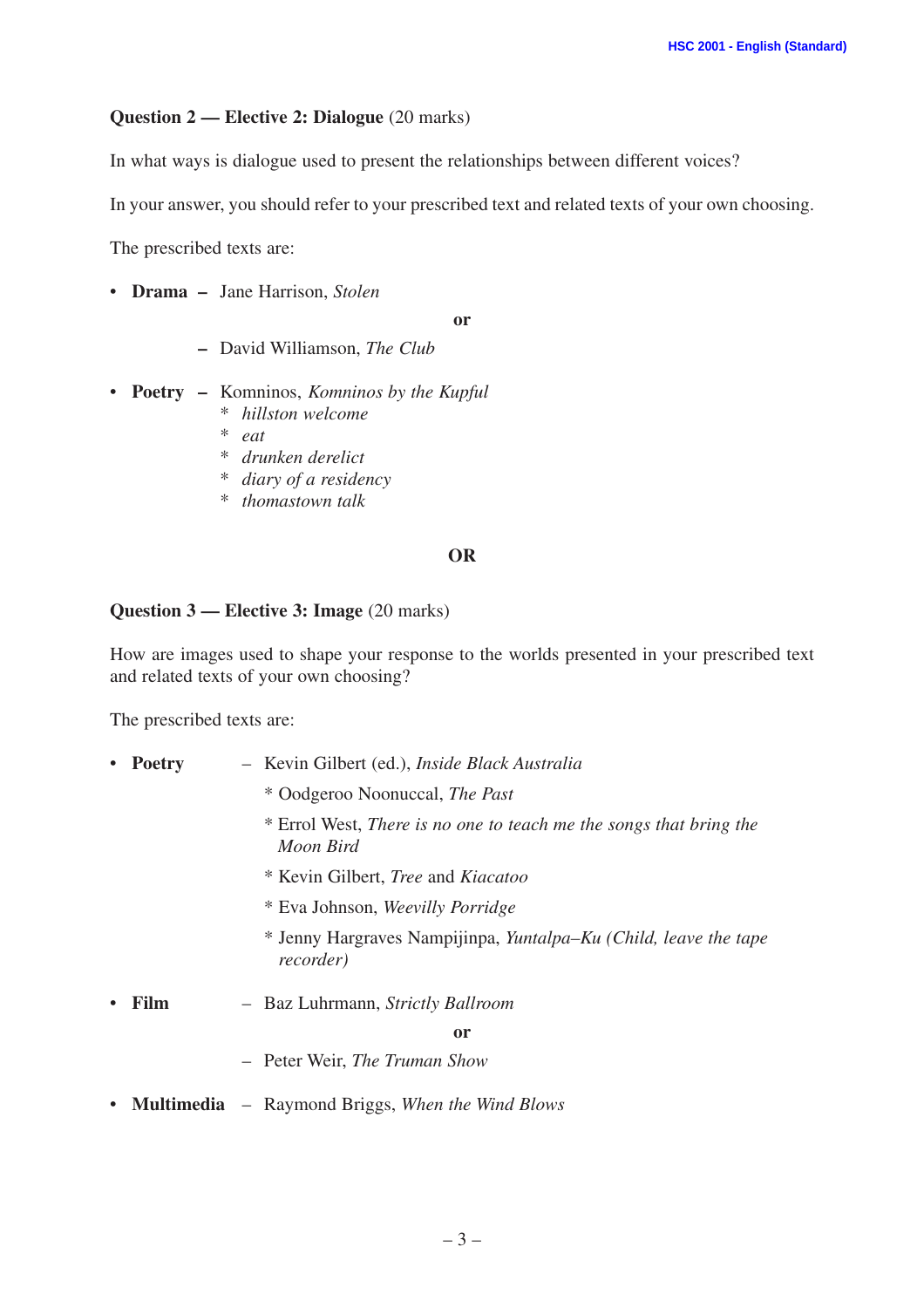**Question 2 — Elective 2: Dialogue** (20 marks)

In what ways is dialogue used to present the relationships between different voices?

In your answer, you should refer to your prescribed text and related texts of your own choosing.

The prescribed texts are:

- **Drama** – Jane Harrison, *Stolen*

  **or**

  – David Williamson, *The Club*

- **Poetry** – Komninos, *Komninos by the Kupful*
  - * *hillston welcome*
  - * *eat*
  - * *drunken derelict*
  - * *diary of a residency*
  - * *thomastown talk*

**OR**

**Question 3 — Elective 3: Image** (20 marks)

How are images used to shape your response to the worlds presented in your prescribed text and related texts of your own choosing?

The prescribed texts are:

- **Poetry** – Kevin Gilbert (ed.), *Inside Black Australia*
  - * Oodgeroo Noonuccal, *The Past*
  - * Errol West, *There is no one to teach me the songs that bring the Moon Bird*
  - * Kevin Gilbert, *Tree* and *Kiacatoo*
  - * Eva Johnson, *Weevilly Porridge*
  - * Jenny Hargraves Nampijinpa, *Yuntalpa–Ku (Child, leave the tape recorder)*

- **Film** – Baz Luhrmann, *Strictly Ballroom*

  **or**

  – Peter Weir, *The Truman Show*

- **Multimedia** – Raymond Briggs, *When the Wind Blows*